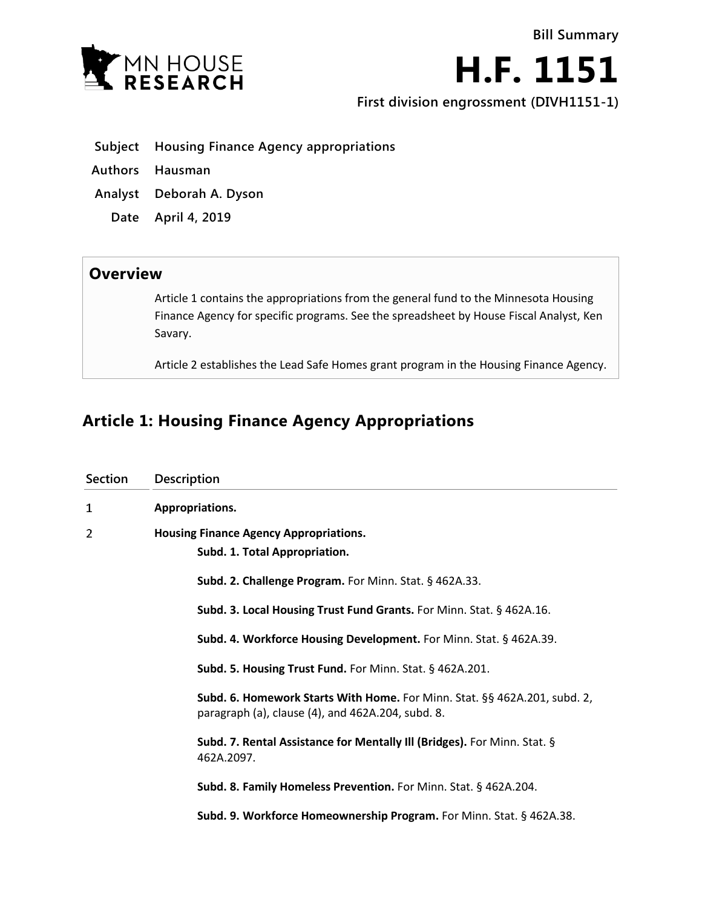Bill Summary

# H.F. 1151

**First division engrossment (DIVH1151-1)**

| | |
|---|---|
| **Subject** | **Housing Finance Agency appropriations** |
| **Authors** | **Hausman** |
| **Analyst** | **Deborah A. Dyson** |
| **Date** | **April 4, 2019** |

## Overview

Article 1 contains the appropriations from the general fund to the Minnesota Housing Finance Agency for specific programs. See the spreadsheet by House Fiscal Analyst, Ken Savary.

Article 2 establishes the Lead Safe Homes grant program in the Housing Finance Agency.

## Article 1: Housing Finance Agency Appropriations

| Section | Description |
|---|---|
| 1 | **Appropriations.** |
| 2 | **Housing Finance Agency Appropriations.**<br>**Subd. 1. Total Appropriation.**<br>**Subd. 2. Challenge Program.** For Minn. Stat. § 462A.33.<br>**Subd. 3. Local Housing Trust Fund Grants.** For Minn. Stat. § 462A.16.<br>**Subd. 4. Workforce Housing Development.** For Minn. Stat. § 462A.39.<br>**Subd. 5. Housing Trust Fund.** For Minn. Stat. § 462A.201.<br>**Subd. 6. Homework Starts With Home.** For Minn. Stat. §§ 462A.201, subd. 2, paragraph (a), clause (4), and 462A.204, subd. 8.<br>**Subd. 7. Rental Assistance for Mentally Ill (Bridges).** For Minn. Stat. § 462A.2097.<br>**Subd. 8. Family Homeless Prevention.** For Minn. Stat. § 462A.204.<br>**Subd. 9. Workforce Homeownership Program.** For Minn. Stat. § 462A.38. |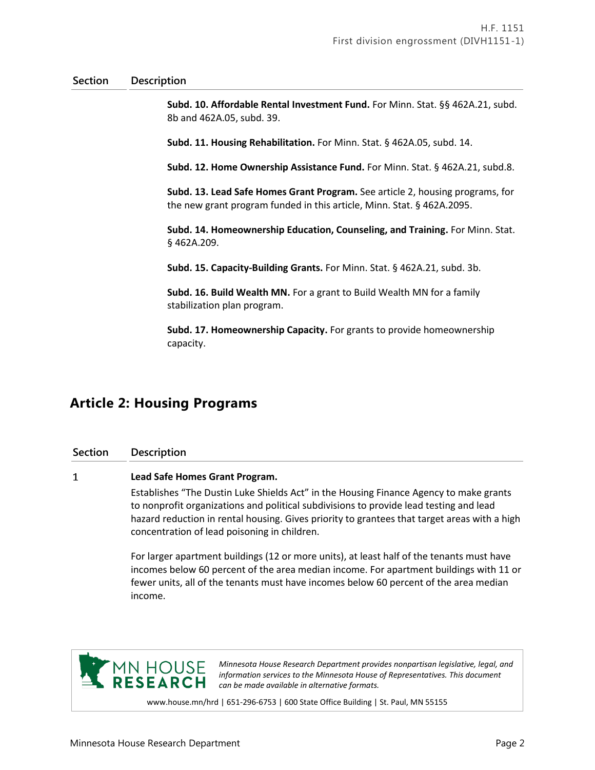| Section | Description |
|---|---|
| | **Subd. 10. Affordable Rental Investment Fund.** For Minn. Stat. §§ 462A.21, subd. 8b and 462A.05, subd. 39. |
| | **Subd. 11. Housing Rehabilitation.** For Minn. Stat. § 462A.05, subd. 14. |
| | **Subd. 12. Home Ownership Assistance Fund.** For Minn. Stat. § 462A.21, subd.8. |
| | **Subd. 13. Lead Safe Homes Grant Program.** See article 2, housing programs, for the new grant program funded in this article, Minn. Stat. § 462A.2095. |
| | **Subd. 14. Homeownership Education, Counseling, and Training.** For Minn. Stat. § 462A.209. |
| | **Subd. 15. Capacity-Building Grants.** For Minn. Stat. § 462A.21, subd. 3b. |
| | **Subd. 16. Build Wealth MN.** For a grant to Build Wealth MN for a family stabilization plan program. |
| | **Subd. 17. Homeownership Capacity.** For grants to provide homeownership capacity. |

## Article 2: Housing Programs

| Section | Description |
|---|---|
| 1 | **Lead Safe Homes Grant Program.** Establishes "The Dustin Luke Shields Act" in the Housing Finance Agency to make grants to nonprofit organizations and political subdivisions to provide lead testing and lead hazard reduction in rental housing. Gives priority to grantees that target areas with a high concentration of lead poisoning in children. For larger apartment buildings (12 or more units), at least half of the tenants must have incomes below 60 percent of the area median income. For apartment buildings with 11 or fewer units, all of the tenants must have incomes below 60 percent of the area median income. |

*Minnesota House Research Department provides nonpartisan legislative, legal, and information services to the Minnesota House of Representatives. This document can be made available in alternative formats.*

www.house.mn/hrd | 651-296-6753 | 600 State Office Building | St. Paul, MN 55155